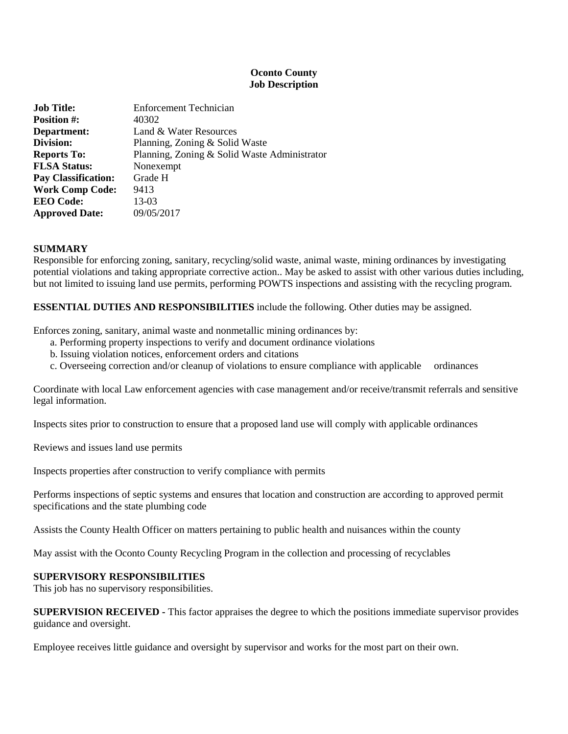**Oconto County**
**Job Description**

| | |
|---|---|
| **Job Title:** | Enforcement Technician |
| **Position #:** | 40302 |
| **Department:** | Land & Water Resources |
| **Division:** | Planning, Zoning & Solid Waste |
| **Reports To:** | Planning, Zoning & Solid Waste Administrator |
| **FLSA Status:** | Nonexempt |
| **Pay Classification:** | Grade H |
| **Work Comp Code:** | 9413 |
| **EEO Code:** | 13-03 |
| **Approved Date:** | 09/05/2017 |

## SUMMARY

Responsible for enforcing zoning, sanitary, recycling/solid waste, animal waste, mining ordinances by investigating potential violations and taking appropriate corrective action.. May be asked to assist with other various duties including, but not limited to issuing land use permits, performing POWTS inspections and assisting with the recycling program.

**ESSENTIAL DUTIES AND RESPONSIBILITIES** include the following. Other duties may be assigned.

Enforces zoning, sanitary, animal waste and nonmetallic mining ordinances by:

a. Performing property inspections to verify and document ordinance violations
b. Issuing violation notices, enforcement orders and citations
c. Overseeing correction and/or cleanup of violations to ensure compliance with applicable ordinances

Coordinate with local Law enforcement agencies with case management and/or receive/transmit referrals and sensitive legal information.

Inspects sites prior to construction to ensure that a proposed land use will comply with applicable ordinances

Reviews and issues land use permits

Inspects properties after construction to verify compliance with permits

Performs inspections of septic systems and ensures that location and construction are according to approved permit specifications and the state plumbing code

Assists the County Health Officer on matters pertaining to public health and nuisances within the county

May assist with the Oconto County Recycling Program in the collection and processing of recyclables

## SUPERVISORY RESPONSIBILITIES

This job has no supervisory responsibilities.

**SUPERVISION RECEIVED -** This factor appraises the degree to which the positions immediate supervisor provides guidance and oversight.

Employee receives little guidance and oversight by supervisor and works for the most part on their own.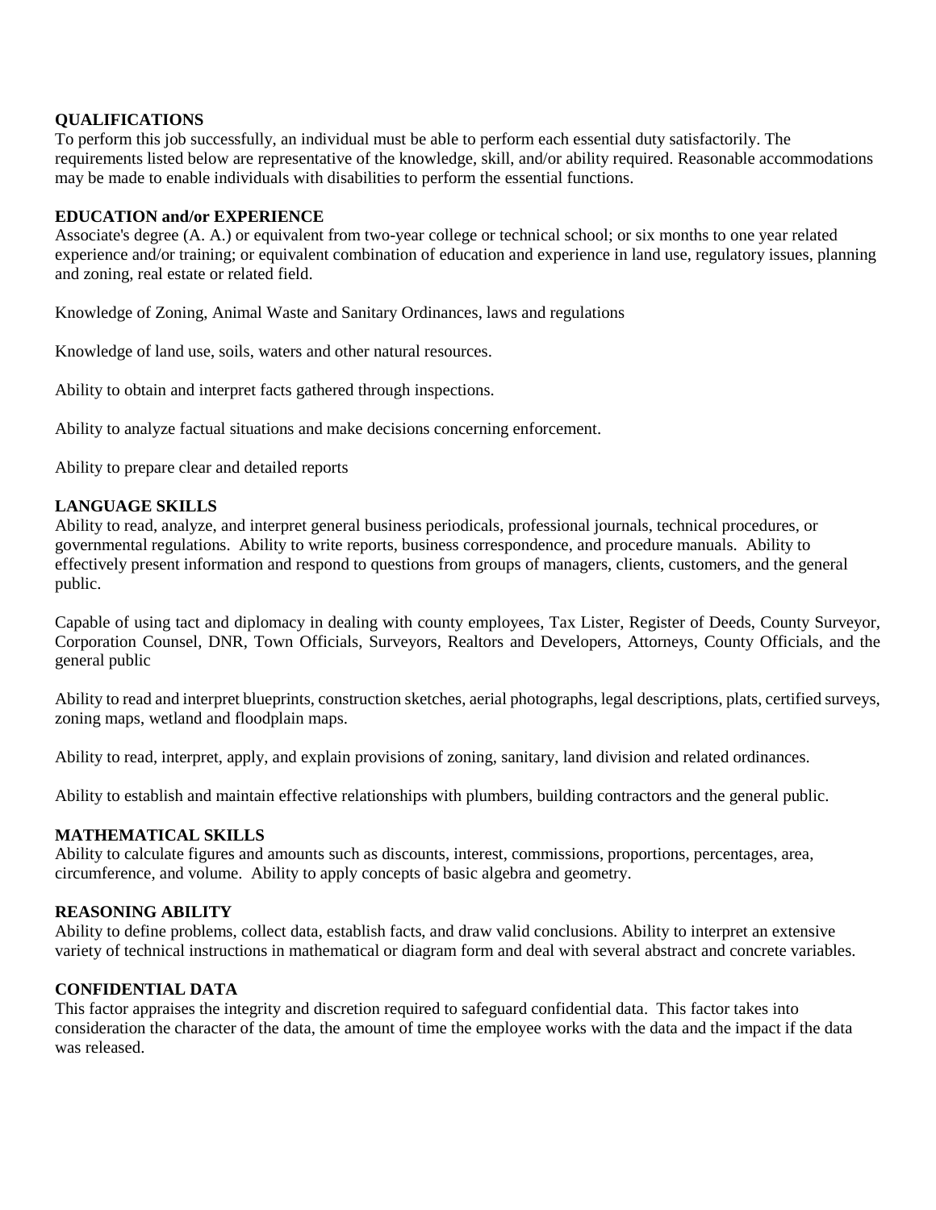**QUALIFICATIONS**
To perform this job successfully, an individual must be able to perform each essential duty satisfactorily. The requirements listed below are representative of the knowledge, skill, and/or ability required. Reasonable accommodations may be made to enable individuals with disabilities to perform the essential functions.

**EDUCATION and/or EXPERIENCE**
Associate's degree (A. A.) or equivalent from two-year college or technical school; or six months to one year related experience and/or training; or equivalent combination of education and experience in land use, regulatory issues, planning and zoning, real estate or related field.

Knowledge of Zoning, Animal Waste and Sanitary Ordinances, laws and regulations

Knowledge of land use, soils, waters and other natural resources.

Ability to obtain and interpret facts gathered through inspections.

Ability to analyze factual situations and make decisions concerning enforcement.

Ability to prepare clear and detailed reports

**LANGUAGE SKILLS**
Ability to read, analyze, and interpret general business periodicals, professional journals, technical procedures, or governmental regulations. Ability to write reports, business correspondence, and procedure manuals. Ability to effectively present information and respond to questions from groups of managers, clients, customers, and the general public.

Capable of using tact and diplomacy in dealing with county employees, Tax Lister, Register of Deeds, County Surveyor, Corporation Counsel, DNR, Town Officials, Surveyors, Realtors and Developers, Attorneys, County Officials, and the general public

Ability to read and interpret blueprints, construction sketches, aerial photographs, legal descriptions, plats, certified surveys, zoning maps, wetland and floodplain maps.

Ability to read, interpret, apply, and explain provisions of zoning, sanitary, land division and related ordinances.

Ability to establish and maintain effective relationships with plumbers, building contractors and the general public.

**MATHEMATICAL SKILLS**
Ability to calculate figures and amounts such as discounts, interest, commissions, proportions, percentages, area, circumference, and volume. Ability to apply concepts of basic algebra and geometry.

**REASONING ABILITY**
Ability to define problems, collect data, establish facts, and draw valid conclusions. Ability to interpret an extensive variety of technical instructions in mathematical or diagram form and deal with several abstract and concrete variables.

**CONFIDENTIAL DATA**
This factor appraises the integrity and discretion required to safeguard confidential data. This factor takes into consideration the character of the data, the amount of time the employee works with the data and the impact if the data was released.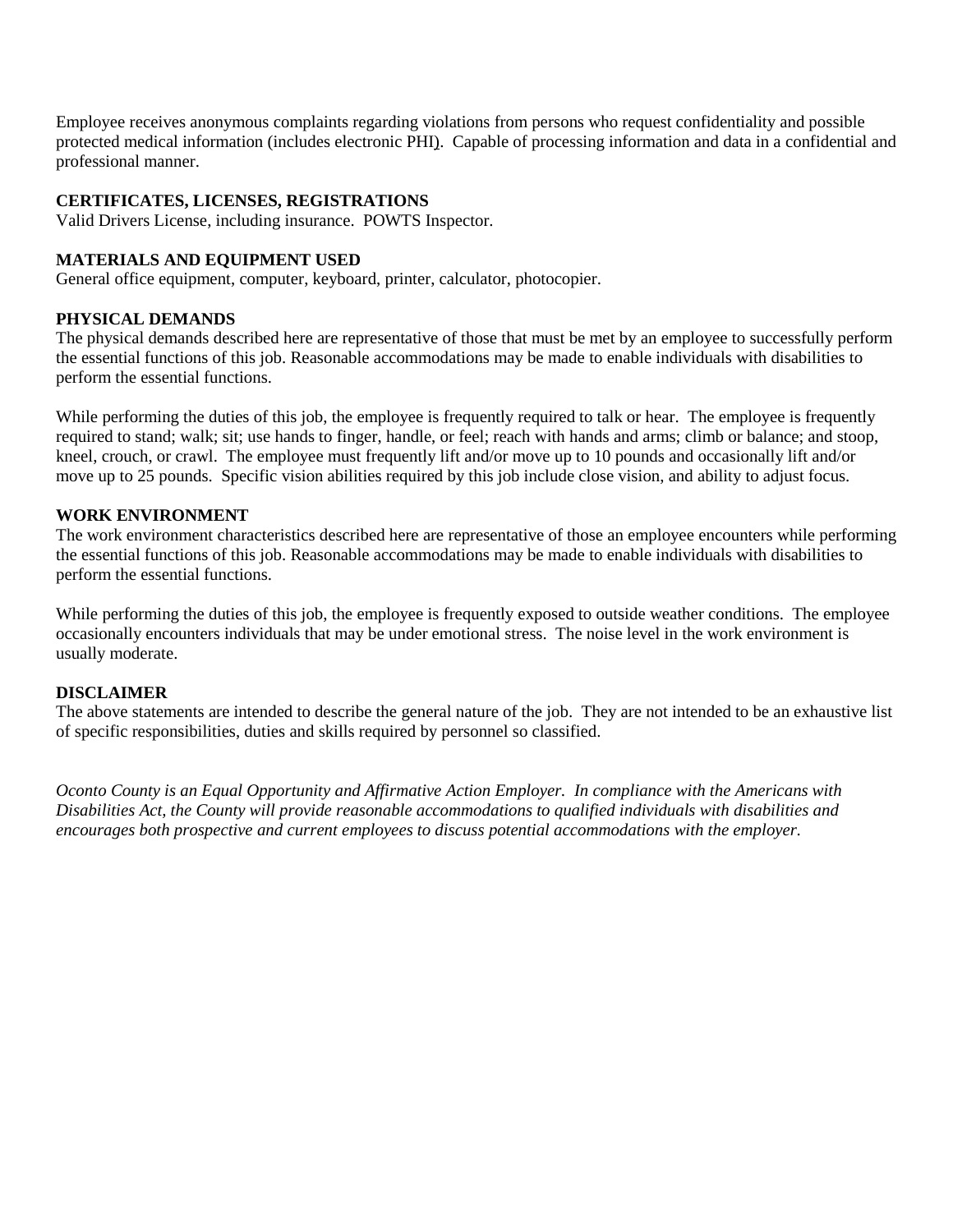Employee receives anonymous complaints regarding violations from persons who request confidentiality and possible protected medical information (includes electronic PHI). Capable of processing information and data in a confidential and professional manner.

**CERTIFICATES, LICENSES, REGISTRATIONS**
Valid Drivers License, including insurance. POWTS Inspector.

**MATERIALS AND EQUIPMENT USED**
General office equipment, computer, keyboard, printer, calculator, photocopier.

**PHYSICAL DEMANDS**
The physical demands described here are representative of those that must be met by an employee to successfully perform the essential functions of this job. Reasonable accommodations may be made to enable individuals with disabilities to perform the essential functions.

While performing the duties of this job, the employee is frequently required to talk or hear. The employee is frequently required to stand; walk; sit; use hands to finger, handle, or feel; reach with hands and arms; climb or balance; and stoop, kneel, crouch, or crawl. The employee must frequently lift and/or move up to 10 pounds and occasionally lift and/or move up to 25 pounds. Specific vision abilities required by this job include close vision, and ability to adjust focus.

**WORK ENVIRONMENT**
The work environment characteristics described here are representative of those an employee encounters while performing the essential functions of this job. Reasonable accommodations may be made to enable individuals with disabilities to perform the essential functions.

While performing the duties of this job, the employee is frequently exposed to outside weather conditions. The employee occasionally encounters individuals that may be under emotional stress. The noise level in the work environment is usually moderate.

**DISCLAIMER**
The above statements are intended to describe the general nature of the job. They are not intended to be an exhaustive list of specific responsibilities, duties and skills required by personnel so classified.

*Oconto County is an Equal Opportunity and Affirmative Action Employer. In compliance with the Americans with Disabilities Act, the County will provide reasonable accommodations to qualified individuals with disabilities and encourages both prospective and current employees to discuss potential accommodations with the employer.*